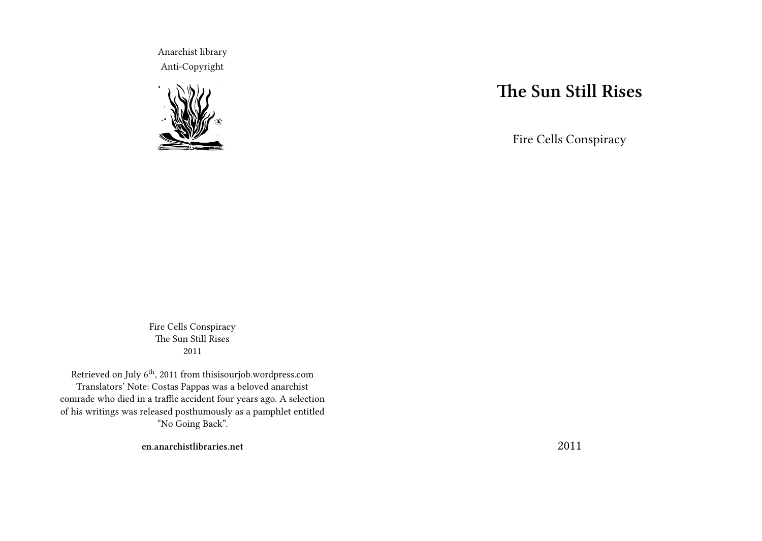Anarchist library
Anti-Copyright

Fire Cells Conspiracy
The Sun Still Rises
2011

Retrieved on July 6th, 2011 from thisisourjob.wordpress.com
Translators' Note: Costas Pappas was a beloved anarchist comrade who died in a traffic accident four years ago. A selection of his writings was released posthumously as a pamphlet entitled "No Going Back".

**en.anarchistlibraries.net**

# The Sun Still Rises

Fire Cells Conspiracy

2011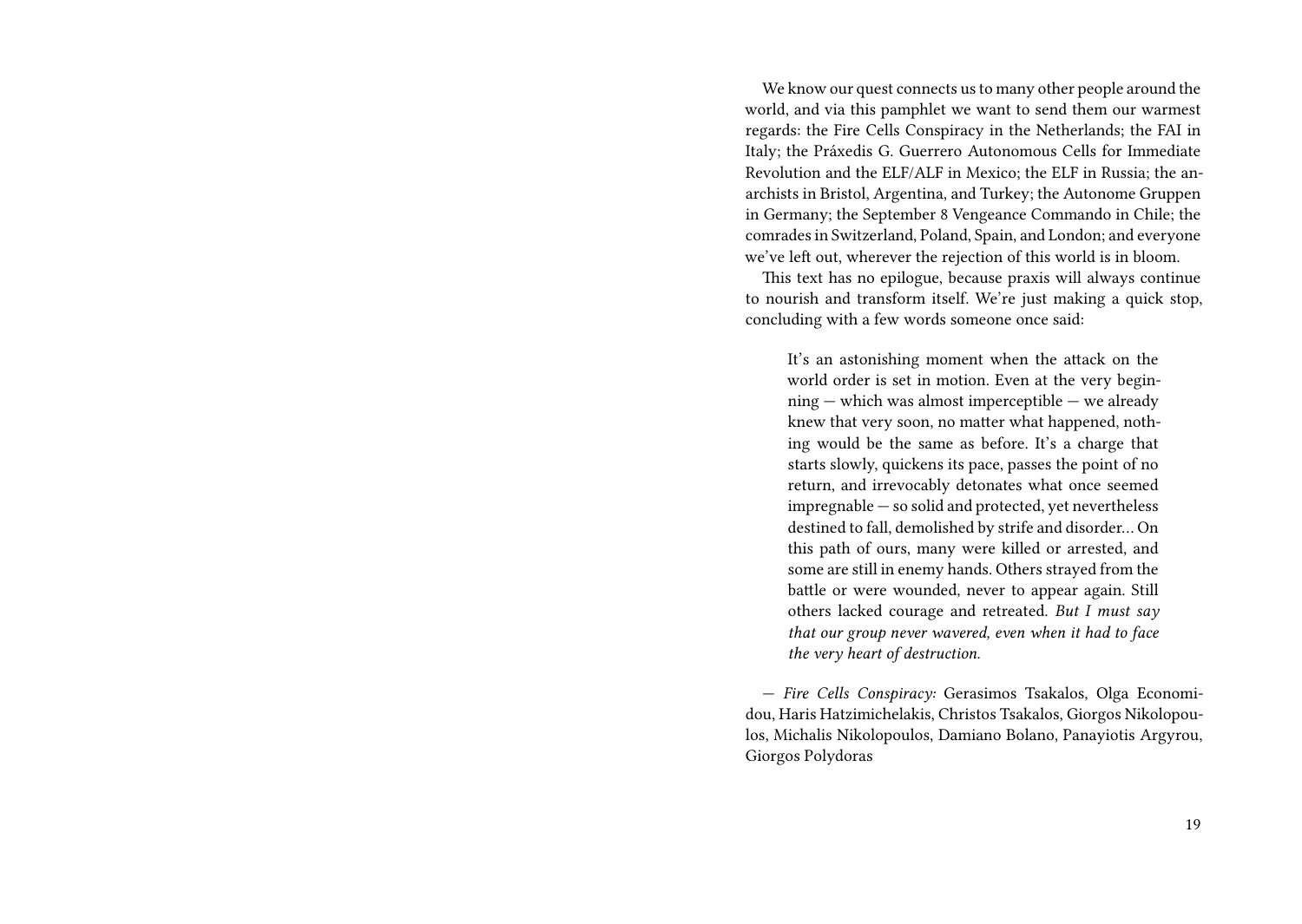We know our quest connects us to many other people around the world, and via this pamphlet we want to send them our warmest regards: the Fire Cells Conspiracy in the Netherlands; the FAI in Italy; the Práxedis G. Guerrero Autonomous Cells for Immediate Revolution and the ELF/ALF in Mexico; the ELF in Russia; the anarchists in Bristol, Argentina, and Turkey; the Autonome Gruppen in Germany; the September 8 Vengeance Commando in Chile; the comrades in Switzerland, Poland, Spain, and London; and everyone we've left out, wherever the rejection of this world is in bloom.

This text has no epilogue, because praxis will always continue to nourish and transform itself. We're just making a quick stop, concluding with a few words someone once said:

> It's an astonishing moment when the attack on the world order is set in motion. Even at the very beginning — which was almost imperceptible — we already knew that very soon, no matter what happened, nothing would be the same as before. It's a charge that starts slowly, quickens its pace, passes the point of no return, and irrevocably detonates what once seemed impregnable — so solid and protected, yet nevertheless destined to fall, demolished by strife and disorder… On this path of ours, many were killed or arrested, and some are still in enemy hands. Others strayed from the battle or were wounded, never to appear again. Still others lacked courage and retreated. *But I must say that our group never wavered, even when it had to face the very heart of destruction.*

— *Fire Cells Conspiracy:* Gerasimos Tsakalos, Olga Economidou, Haris Hatzimichelakis, Christos Tsakalos, Giorgos Nikolopoulos, Michalis Nikolopoulos, Damiano Bolano, Panayiotis Argyrou, Giorgos Polydoras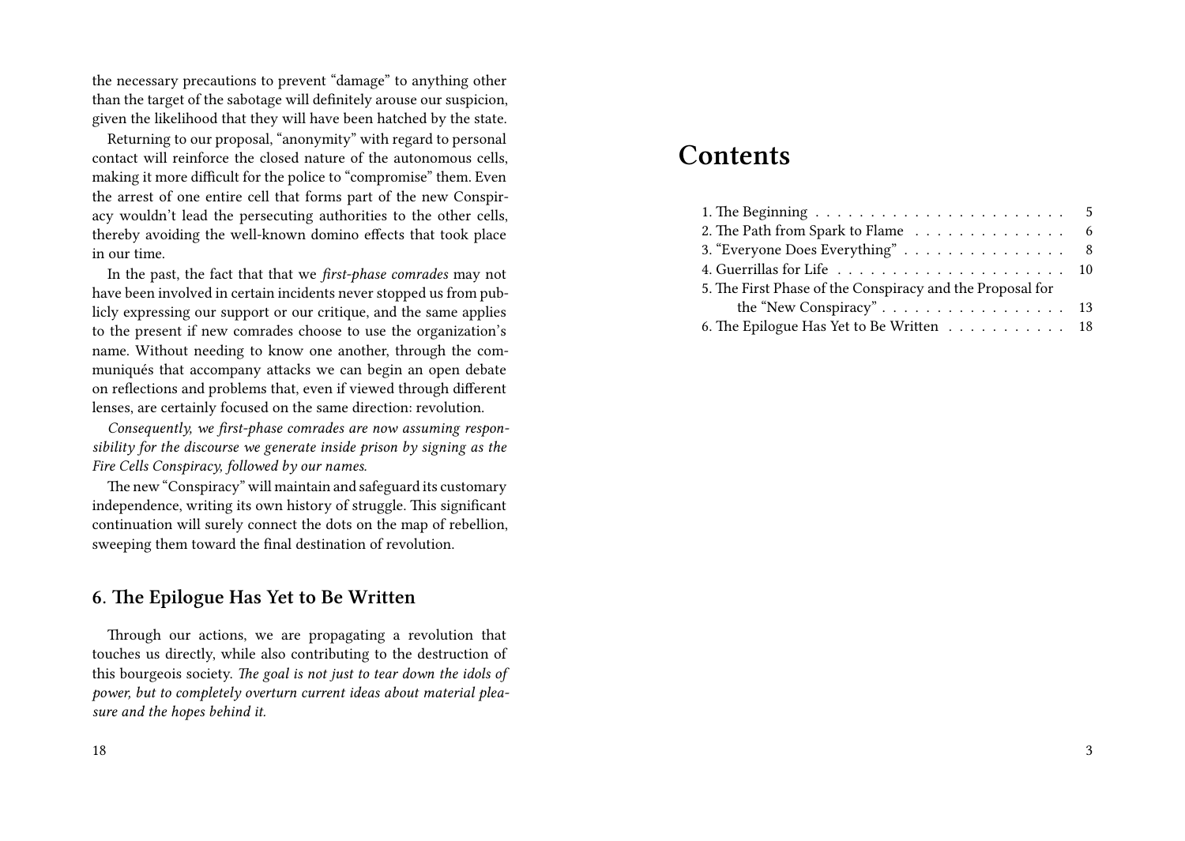the necessary precautions to prevent "damage" to anything other than the target of the sabotage will definitely arouse our suspicion, given the likelihood that they will have been hatched by the state.

Returning to our proposal, "anonymity" with regard to personal contact will reinforce the closed nature of the autonomous cells, making it more difficult for the police to "compromise" them. Even the arrest of one entire cell that forms part of the new Conspiracy wouldn't lead the persecuting authorities to the other cells, thereby avoiding the well-known domino effects that took place in our time.

In the past, the fact that that we *first-phase comrades* may not have been involved in certain incidents never stopped us from publicly expressing our support or our critique, and the same applies to the present if new comrades choose to use the organization's name. Without needing to know one another, through the communiqués that accompany attacks we can begin an open debate on reflections and problems that, even if viewed through different lenses, are certainly focused on the same direction: revolution.

*Consequently, we first-phase comrades are now assuming responsibility for the discourse we generate inside prison by signing as the Fire Cells Conspiracy, followed by our names.*

The new "Conspiracy" will maintain and safeguard its customary independence, writing its own history of struggle. This significant continuation will surely connect the dots on the map of rebellion, sweeping them toward the final destination of revolution.

## 6. The Epilogue Has Yet to Be Written

Through our actions, we are propagating a revolution that touches us directly, while also contributing to the destruction of this bourgeois society. *The goal is not just to tear down the idols of power, but to completely overturn current ideas about material pleasure and the hopes behind it.*

# Contents

1. The Beginning . . . . . . . . . . . . . . . . . . . . . . . 5
2. The Path from Spark to Flame . . . . . . . . . . . . . . 6
3. "Everyone Does Everything" . . . . . . . . . . . . . . . 8
4. Guerrillas for Life . . . . . . . . . . . . . . . . . . . . 10
5. The First Phase of the Conspiracy and the Proposal for the "New Conspiracy" . . . . . . . . . . . . . . . . . 13
6. The Epilogue Has Yet to Be Written . . . . . . . . . . . 18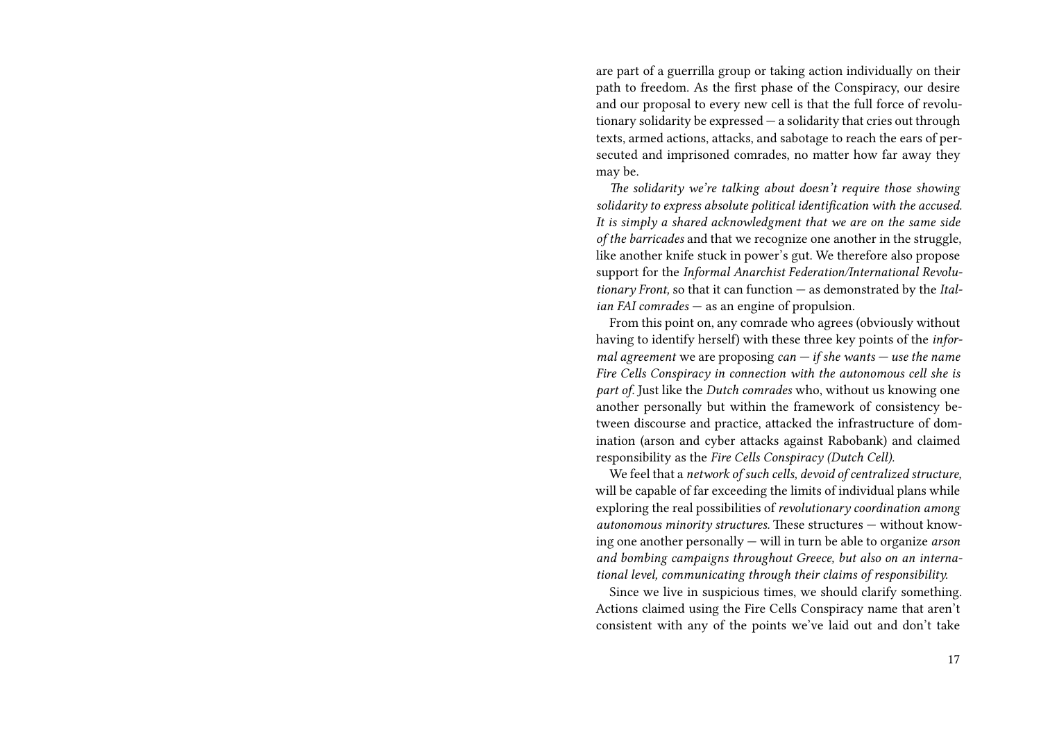are part of a guerrilla group or taking action individually on their path to freedom. As the first phase of the Conspiracy, our desire and our proposal to every new cell is that the full force of revolutionary solidarity be expressed — a solidarity that cries out through texts, armed actions, attacks, and sabotage to reach the ears of persecuted and imprisoned comrades, no matter how far away they may be.

*The solidarity we're talking about doesn't require those showing solidarity to express absolute political identification with the accused. It is simply a shared acknowledgment that we are on the same side of the barricades* and that we recognize one another in the struggle, like another knife stuck in power's gut. We therefore also propose support for the *Informal Anarchist Federation/International Revolutionary Front,* so that it can function — as demonstrated by the *Italian FAI comrades* — as an engine of propulsion.

From this point on, any comrade who agrees (obviously without having to identify herself) with these three key points of the *informal agreement* we are proposing *can — if she wants — use the name Fire Cells Conspiracy in connection with the autonomous cell she is part of.* Just like the *Dutch comrades* who, without us knowing one another personally but within the framework of consistency between discourse and practice, attacked the infrastructure of domination (arson and cyber attacks against Rabobank) and claimed responsibility as the *Fire Cells Conspiracy (Dutch Cell).*

We feel that a *network of such cells, devoid of centralized structure,* will be capable of far exceeding the limits of individual plans while exploring the real possibilities of *revolutionary coordination among autonomous minority structures.* These structures — without knowing one another personally — will in turn be able to organize *arson and bombing campaigns throughout Greece, but also on an international level, communicating through their claims of responsibility.*

Since we live in suspicious times, we should clarify something. Actions claimed using the Fire Cells Conspiracy name that aren't consistent with any of the points we've laid out and don't take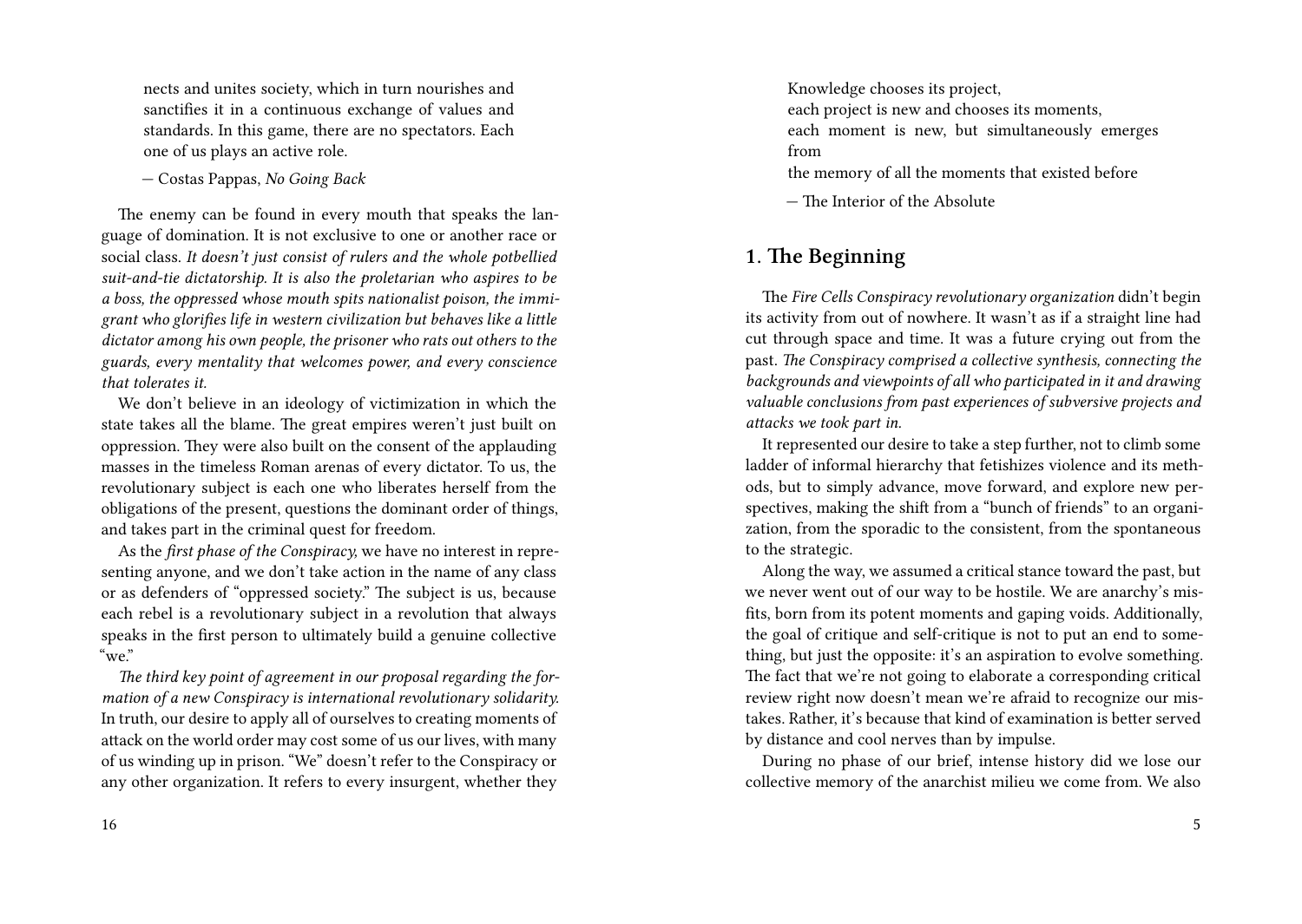nects and unites society, which in turn nourishes and sanctifies it in a continuous exchange of values and standards. In this game, there are no spectators. Each one of us plays an active role.

— Costas Pappas, *No Going Back*

The enemy can be found in every mouth that speaks the language of domination. It is not exclusive to one or another race or social class. *It doesn't just consist of rulers and the whole potbellied suit-and-tie dictatorship. It is also the proletarian who aspires to be a boss, the oppressed whose mouth spits nationalist poison, the immigrant who glorifies life in western civilization but behaves like a little dictator among his own people, the prisoner who rats out others to the guards, every mentality that welcomes power, and every conscience that tolerates it.*

We don't believe in an ideology of victimization in which the state takes all the blame. The great empires weren't just built on oppression. They were also built on the consent of the applauding masses in the timeless Roman arenas of every dictator. To us, the revolutionary subject is each one who liberates herself from the obligations of the present, questions the dominant order of things, and takes part in the criminal quest for freedom.

As the *first phase of the Conspiracy,* we have no interest in representing anyone, and we don't take action in the name of any class or as defenders of "oppressed society." The subject is us, because each rebel is a revolutionary subject in a revolution that always speaks in the first person to ultimately build a genuine collective "we."

*The third key point of agreement in our proposal regarding the formation of a new Conspiracy is international revolutionary solidarity.* In truth, our desire to apply all of ourselves to creating moments of attack on the world order may cost some of us our lives, with many of us winding up in prison. "We" doesn't refer to the Conspiracy or any other organization. It refers to every insurgent, whether they

Knowledge chooses its project,
each project is new and chooses its moments,
each moment is new, but simultaneously emerges from
the memory of all the moments that existed before

— The Interior of the Absolute

## 1. The Beginning

The *Fire Cells Conspiracy revolutionary organization* didn't begin its activity from out of nowhere. It wasn't as if a straight line had cut through space and time. It was a future crying out from the past. *The Conspiracy comprised a collective synthesis, connecting the backgrounds and viewpoints of all who participated in it and drawing valuable conclusions from past experiences of subversive projects and attacks we took part in.*

It represented our desire to take a step further, not to climb some ladder of informal hierarchy that fetishizes violence and its methods, but to simply advance, move forward, and explore new perspectives, making the shift from a "bunch of friends" to an organization, from the sporadic to the consistent, from the spontaneous to the strategic.

Along the way, we assumed a critical stance toward the past, but we never went out of our way to be hostile. We are anarchy's misfits, born from its potent moments and gaping voids. Additionally, the goal of critique and self-critique is not to put an end to something, but just the opposite: it's an aspiration to evolve something. The fact that we're not going to elaborate a corresponding critical review right now doesn't mean we're afraid to recognize our mistakes. Rather, it's because that kind of examination is better served by distance and cool nerves than by impulse.

During no phase of our brief, intense history did we lose our collective memory of the anarchist milieu we come from. We also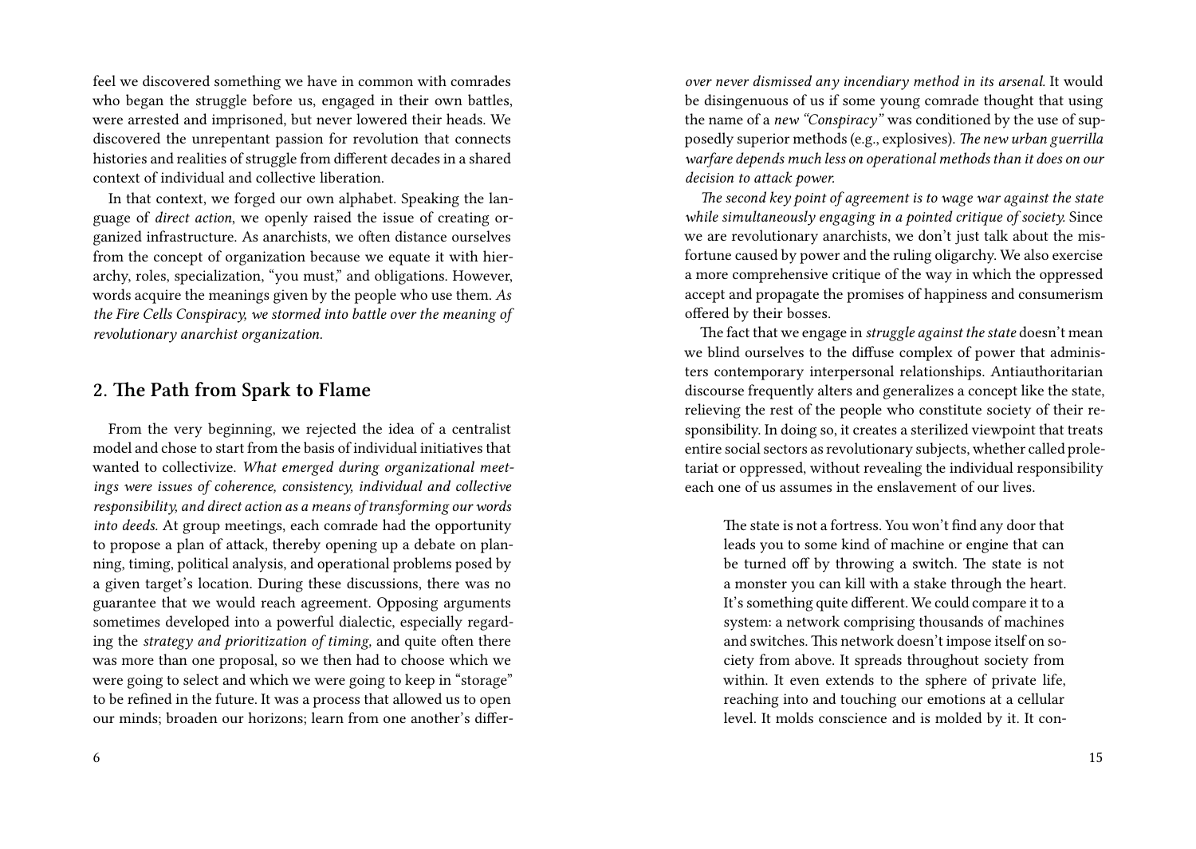feel we discovered something we have in common with comrades who began the struggle before us, engaged in their own battles, were arrested and imprisoned, but never lowered their heads. We discovered the unrepentant passion for revolution that connects histories and realities of struggle from different decades in a shared context of individual and collective liberation.

In that context, we forged our own alphabet. Speaking the language of *direct action*, we openly raised the issue of creating organized infrastructure. As anarchists, we often distance ourselves from the concept of organization because we equate it with hierarchy, roles, specialization, "you must," and obligations. However, words acquire the meanings given by the people who use them. *As the Fire Cells Conspiracy, we stormed into battle over the meaning of revolutionary anarchist organization.*

## 2. The Path from Spark to Flame

From the very beginning, we rejected the idea of a centralist model and chose to start from the basis of individual initiatives that wanted to collectivize. *What emerged during organizational meetings were issues of coherence, consistency, individual and collective responsibility, and direct action as a means of transforming our words into deeds.* At group meetings, each comrade had the opportunity to propose a plan of attack, thereby opening up a debate on planning, timing, political analysis, and operational problems posed by a given target's location. During these discussions, there was no guarantee that we would reach agreement. Opposing arguments sometimes developed into a powerful dialectic, especially regarding the *strategy and prioritization of timing,* and quite often there was more than one proposal, so we then had to choose which we were going to select and which we were going to keep in "storage" to be refined in the future. It was a process that allowed us to open our minds; broaden our horizons; learn from one another's differ-

*over never dismissed any incendiary method in its arsenal.* It would be disingenuous of us if some young comrade thought that using the name of a *new "Conspiracy"* was conditioned by the use of supposedly superior methods (e.g., explosives). *The new urban guerrilla warfare depends much less on operational methods than it does on our decision to attack power.*

*The second key point of agreement is to wage war against the state while simultaneously engaging in a pointed critique of society.* Since we are revolutionary anarchists, we don't just talk about the misfortune caused by power and the ruling oligarchy. We also exercise a more comprehensive critique of the way in which the oppressed accept and propagate the promises of happiness and consumerism offered by their bosses.

The fact that we engage in *struggle against the state* doesn't mean we blind ourselves to the diffuse complex of power that administers contemporary interpersonal relationships. Antiauthoritarian discourse frequently alters and generalizes a concept like the state, relieving the rest of the people who constitute society of their responsibility. In doing so, it creates a sterilized viewpoint that treats entire social sectors as revolutionary subjects, whether called proletariat or oppressed, without revealing the individual responsibility each one of us assumes in the enslavement of our lives.

> The state is not a fortress. You won't find any door that leads you to some kind of machine or engine that can be turned off by throwing a switch. The state is not a monster you can kill with a stake through the heart. It's something quite different. We could compare it to a system: a network comprising thousands of machines and switches. This network doesn't impose itself on society from above. It spreads throughout society from within. It even extends to the sphere of private life, reaching into and touching our emotions at a cellular level. It molds conscience and is molded by it. It con-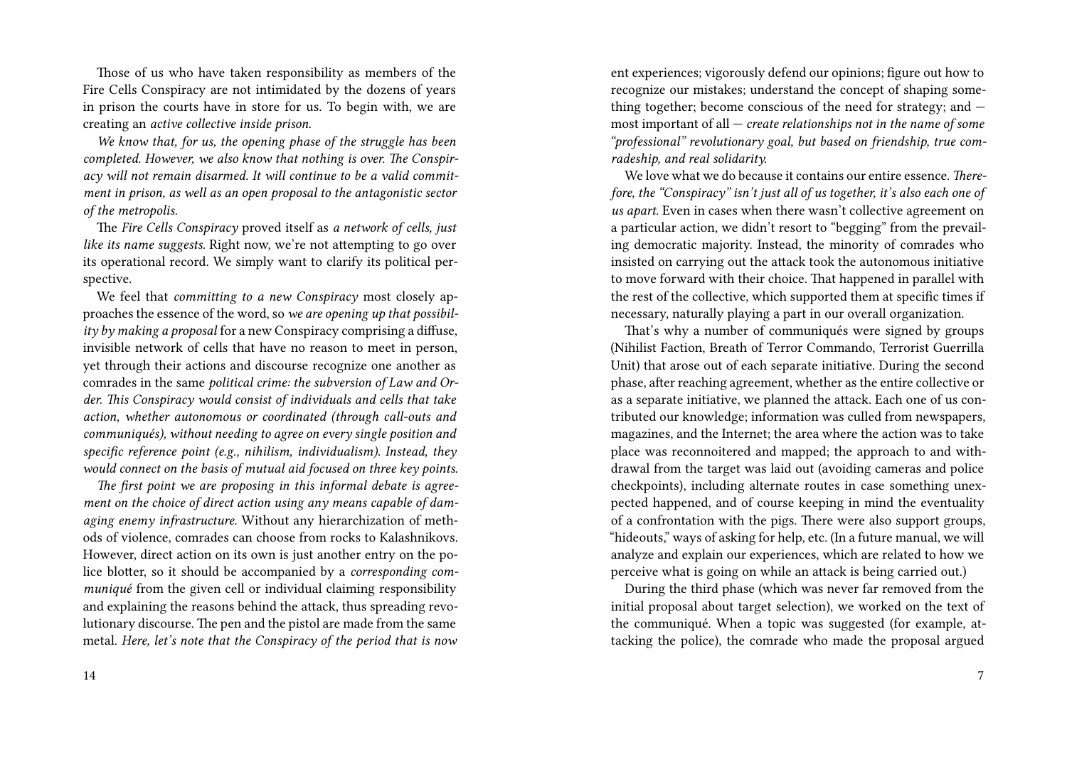Those of us who have taken responsibility as members of the Fire Cells Conspiracy are not intimidated by the dozens of years in prison the courts have in store for us. To begin with, we are creating an *active collective inside prison.*

*We know that, for us, the opening phase of the struggle has been completed. However, we also know that nothing is over. The Conspiracy will not remain disarmed. It will continue to be a valid commitment in prison, as well as an open proposal to the antagonistic sector of the metropolis.*

The *Fire Cells Conspiracy* proved itself as *a network of cells, just like its name suggests.* Right now, we're not attempting to go over its operational record. We simply want to clarify its political perspective.

We feel that *committing to a new Conspiracy* most closely approaches the essence of the word, so *we are opening up that possibility by making a proposal* for a new Conspiracy comprising a diffuse, invisible network of cells that have no reason to meet in person, yet through their actions and discourse recognize one another as comrades in the same *political crime: the subversion of Law and Order. This Conspiracy would consist of individuals and cells that take action, whether autonomous or coordinated (through call-outs and communiqués), without needing to agree on every single position and specific reference point (e.g., nihilism, individualism). Instead, they would connect on the basis of mutual aid focused on three key points.*

*The first point we are proposing in this informal debate is agreement on the choice of direct action using any means capable of damaging enemy infrastructure.* Without any hierarchization of methods of violence, comrades can choose from rocks to Kalashnikovs. However, direct action on its own is just another entry on the police blotter, so it should be accompanied by a *corresponding communiqué* from the given cell or individual claiming responsibility and explaining the reasons behind the attack, thus spreading revolutionary discourse. The pen and the pistol are made from the same metal. *Here, let's note that the Conspiracy of the period that is now*

ent experiences; vigorously defend our opinions; figure out how to recognize our mistakes; understand the concept of shaping something together; become conscious of the need for strategy; and — most important of all — *create relationships not in the name of some "professional" revolutionary goal, but based on friendship, true comradeship, and real solidarity.*

We love what we do because it contains our entire essence. *Therefore, the "Conspiracy" isn't just all of us together, it's also each one of us apart.* Even in cases when there wasn't collective agreement on a particular action, we didn't resort to "begging" from the prevailing democratic majority. Instead, the minority of comrades who insisted on carrying out the attack took the autonomous initiative to move forward with their choice. That happened in parallel with the rest of the collective, which supported them at specific times if necessary, naturally playing a part in our overall organization.

That's why a number of communiqués were signed by groups (Nihilist Faction, Breath of Terror Commando, Terrorist Guerrilla Unit) that arose out of each separate initiative. During the second phase, after reaching agreement, whether as the entire collective or as a separate initiative, we planned the attack. Each one of us contributed our knowledge; information was culled from newspapers, magazines, and the Internet; the area where the action was to take place was reconnoitered and mapped; the approach to and withdrawal from the target was laid out (avoiding cameras and police checkpoints), including alternate routes in case something unexpected happened, and of course keeping in mind the eventuality of a confrontation with the pigs. There were also support groups, "hideouts," ways of asking for help, etc. (In a future manual, we will analyze and explain our experiences, which are related to how we perceive what is going on while an attack is being carried out.)

During the third phase (which was never far removed from the initial proposal about target selection), we worked on the text of the communiqué. When a topic was suggested (for example, attacking the police), the comrade who made the proposal argued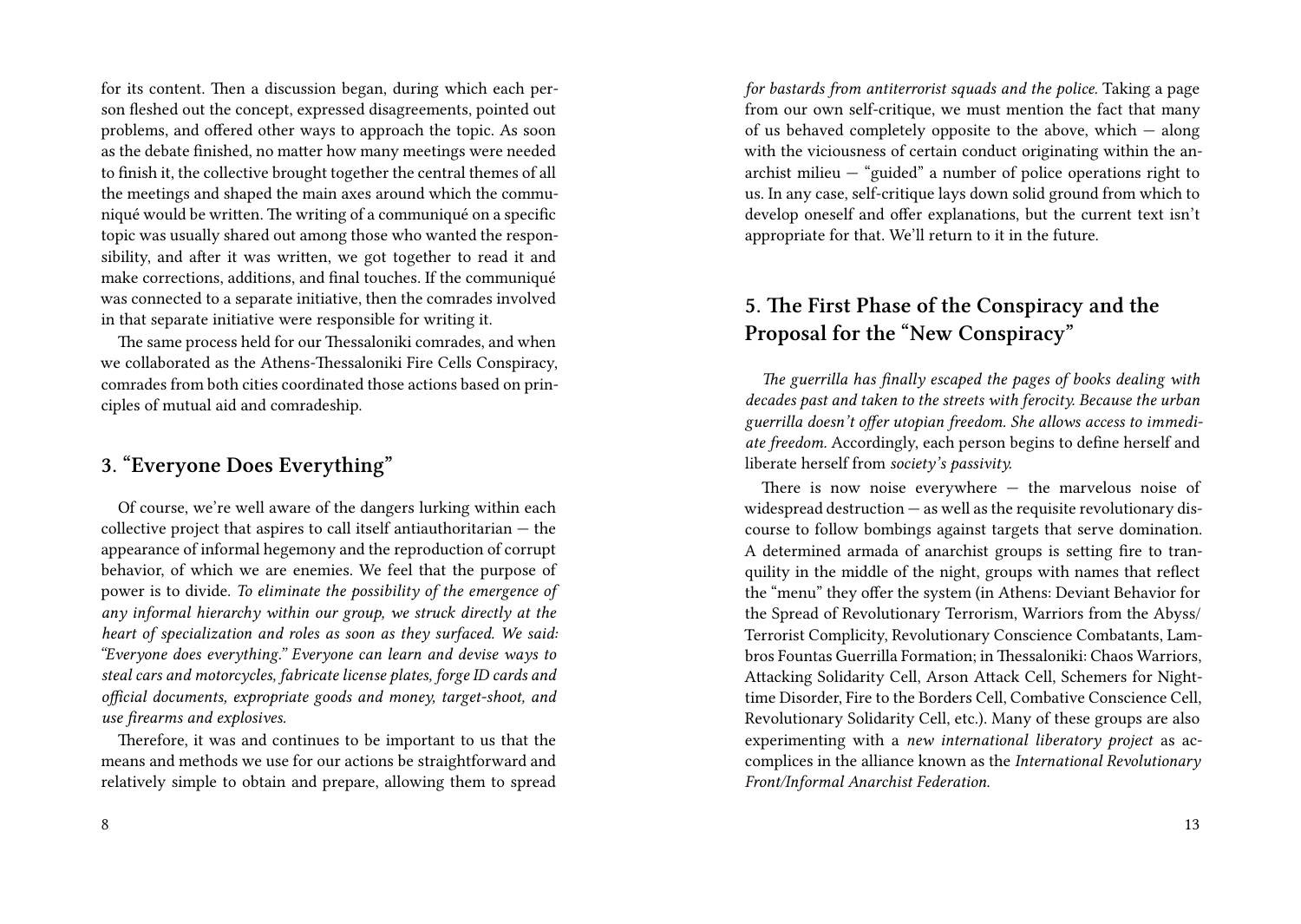for its content. Then a discussion began, during which each person fleshed out the concept, expressed disagreements, pointed out problems, and offered other ways to approach the topic. As soon as the debate finished, no matter how many meetings were needed to finish it, the collective brought together the central themes of all the meetings and shaped the main axes around which the communiqué would be written. The writing of a communiqué on a specific topic was usually shared out among those who wanted the responsibility, and after it was written, we got together to read it and make corrections, additions, and final touches. If the communiqué was connected to a separate initiative, then the comrades involved in that separate initiative were responsible for writing it.

The same process held for our Thessaloniki comrades, and when we collaborated as the Athens-Thessaloniki Fire Cells Conspiracy, comrades from both cities coordinated those actions based on principles of mutual aid and comradeship.

## 3. "Everyone Does Everything"

Of course, we're well aware of the dangers lurking within each collective project that aspires to call itself antiauthoritarian — the appearance of informal hegemony and the reproduction of corrupt behavior, of which we are enemies. We feel that the purpose of power is to divide. *To eliminate the possibility of the emergence of any informal hierarchy within our group, we struck directly at the heart of specialization and roles as soon as they surfaced. We said: "Everyone does everything." Everyone can learn and devise ways to steal cars and motorcycles, fabricate license plates, forge ID cards and official documents, expropriate goods and money, target-shoot, and use firearms and explosives.*

Therefore, it was and continues to be important to us that the means and methods we use for our actions be straightforward and relatively simple to obtain and prepare, allowing them to spread

*for bastards from antiterrorist squads and the police.* Taking a page from our own self-critique, we must mention the fact that many of us behaved completely opposite to the above, which — along with the viciousness of certain conduct originating within the anarchist milieu — "guided" a number of police operations right to us. In any case, self-critique lays down solid ground from which to develop oneself and offer explanations, but the current text isn't appropriate for that. We'll return to it in the future.

## 5. The First Phase of the Conspiracy and the Proposal for the "New Conspiracy"

*The guerrilla has finally escaped the pages of books dealing with decades past and taken to the streets with ferocity. Because the urban guerrilla doesn't offer utopian freedom. She allows access to immediate freedom.* Accordingly, each person begins to define herself and liberate herself from *society's passivity.*

There is now noise everywhere — the marvelous noise of widespread destruction — as well as the requisite revolutionary discourse to follow bombings against targets that serve domination. A determined armada of anarchist groups is setting fire to tranquility in the middle of the night, groups with names that reflect the "menu" they offer the system (in Athens: Deviant Behavior for the Spread of Revolutionary Terrorism, Warriors from the Abyss/Terrorist Complicity, Revolutionary Conscience Combatants, Lambros Fountas Guerrilla Formation; in Thessaloniki: Chaos Warriors, Attacking Solidarity Cell, Arson Attack Cell, Schemers for Nighttime Disorder, Fire to the Borders Cell, Combative Conscience Cell, Revolutionary Solidarity Cell, etc.). Many of these groups are also experimenting with a *new international liberatory project* as accomplices in the alliance known as the *International Revolutionary Front/Informal Anarchist Federation.*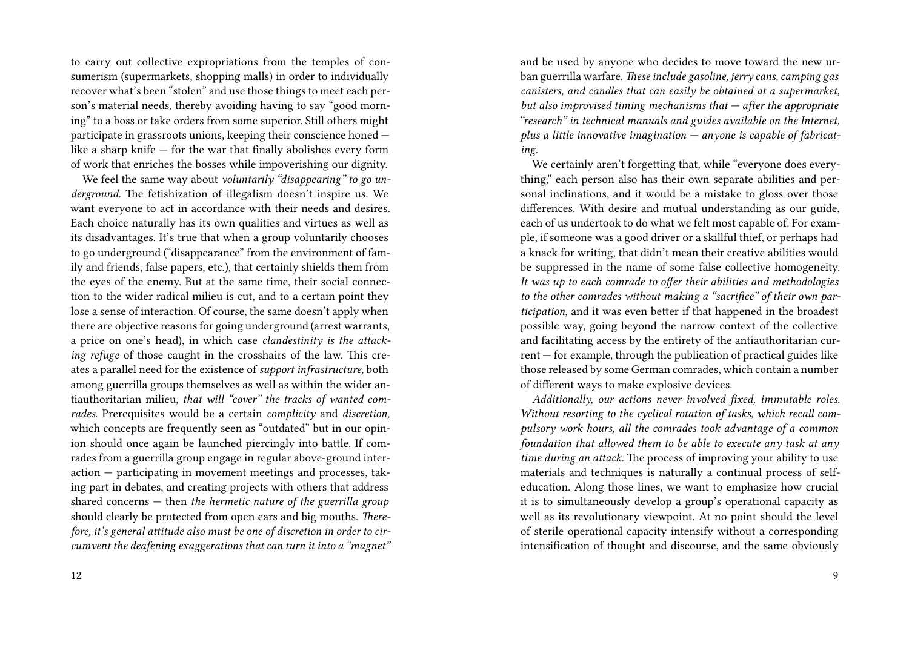to carry out collective expropriations from the temples of consumerism (supermarkets, shopping malls) in order to individually recover what's been "stolen" and use those things to meet each person's material needs, thereby avoiding having to say "good morning" to a boss or take orders from some superior. Still others might participate in grassroots unions, keeping their conscience honed — like a sharp knife — for the war that finally abolishes every form of work that enriches the bosses while impoverishing our dignity.

We feel the same way about *voluntarily "disappearing" to go underground.* The fetishization of illegalism doesn't inspire us. We want everyone to act in accordance with their needs and desires. Each choice naturally has its own qualities and virtues as well as its disadvantages. It's true that when a group voluntarily chooses to go underground ("disappearance" from the environment of family and friends, false papers, etc.), that certainly shields them from the eyes of the enemy. But at the same time, their social connection to the wider radical milieu is cut, and to a certain point they lose a sense of interaction. Of course, the same doesn't apply when there are objective reasons for going underground (arrest warrants, a price on one's head), in which case *clandestinity is the attacking refuge* of those caught in the crosshairs of the law. This creates a parallel need for the existence of *support infrastructure,* both among guerrilla groups themselves as well as within the wider antiauthoritarian milieu, *that will "cover" the tracks of wanted comrades.* Prerequisites would be a certain *complicity* and *discretion,* which concepts are frequently seen as "outdated" but in our opinion should once again be launched piercingly into battle. If comrades from a guerrilla group engage in regular above-ground interaction — participating in movement meetings and processes, taking part in debates, and creating projects with others that address shared concerns — then *the hermetic nature of the guerrilla group* should clearly be protected from open ears and big mouths. *Therefore, it's general attitude also must be one of discretion in order to circumvent the deafening exaggerations that can turn it into a "magnet"*

and be used by anyone who decides to move toward the new urban guerrilla warfare. *These include gasoline, jerry cans, camping gas canisters, and candles that can easily be obtained at a supermarket, but also improvised timing mechanisms that — after the appropriate "research" in technical manuals and guides available on the Internet, plus a little innovative imagination — anyone is capable of fabricating.*

We certainly aren't forgetting that, while "everyone does everything," each person also has their own separate abilities and personal inclinations, and it would be a mistake to gloss over those differences. With desire and mutual understanding as our guide, each of us undertook to do what we felt most capable of. For example, if someone was a good driver or a skillful thief, or perhaps had a knack for writing, that didn't mean their creative abilities would be suppressed in the name of some false collective homogeneity. *It was up to each comrade to offer their abilities and methodologies to the other comrades without making a "sacrifice" of their own participation,* and it was even better if that happened in the broadest possible way, going beyond the narrow context of the collective and facilitating access by the entirety of the antiauthoritarian current — for example, through the publication of practical guides like those released by some German comrades, which contain a number of different ways to make explosive devices.

*Additionally, our actions never involved fixed, immutable roles. Without resorting to the cyclical rotation of tasks, which recall compulsory work hours, all the comrades took advantage of a common foundation that allowed them to be able to execute any task at any time during an attack.* The process of improving your ability to use materials and techniques is naturally a continual process of self-education. Along those lines, we want to emphasize how crucial it is to simultaneously develop a group's operational capacity as well as its revolutionary viewpoint. At no point should the level of sterile operational capacity intensify without a corresponding intensification of thought and discourse, and the same obviously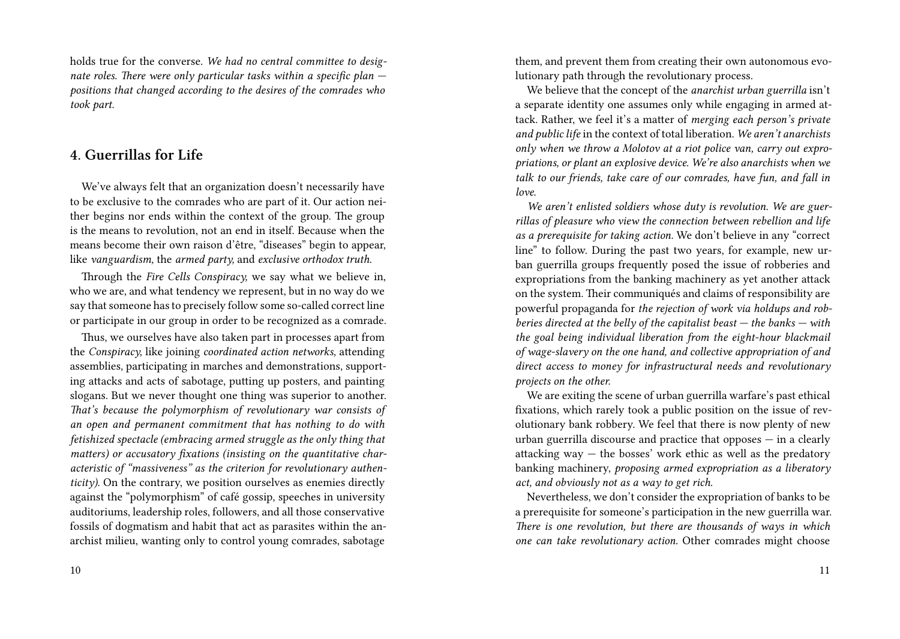holds true for the converse. *We had no central committee to designate roles. There were only particular tasks within a specific plan — positions that changed according to the desires of the comrades who took part.*

## 4. Guerrillas for Life

We've always felt that an organization doesn't necessarily have to be exclusive to the comrades who are part of it. Our action neither begins nor ends within the context of the group. The group is the means to revolution, not an end in itself. Because when the means become their own raison d'être, "diseases" begin to appear, like *vanguardism,* the *armed party,* and *exclusive orthodox truth.*

Through the *Fire Cells Conspiracy,* we say what we believe in, who we are, and what tendency we represent, but in no way do we say that someone has to precisely follow some so-called correct line or participate in our group in order to be recognized as a comrade.

Thus, we ourselves have also taken part in processes apart from the *Conspiracy,* like joining *coordinated action networks,* attending assemblies, participating in marches and demonstrations, supporting attacks and acts of sabotage, putting up posters, and painting slogans. But we never thought one thing was superior to another. *That's because the polymorphism of revolutionary war consists of an open and permanent commitment that has nothing to do with fetishized spectacle (embracing armed struggle as the only thing that matters) or accusatory fixations (insisting on the quantitative characteristic of "massiveness" as the criterion for revolutionary authenticity).* On the contrary, we position ourselves as enemies directly against the "polymorphism" of café gossip, speeches in university auditoriums, leadership roles, followers, and all those conservative fossils of dogmatism and habit that act as parasites within the anarchist milieu, wanting only to control young comrades, sabotage them, and prevent them from creating their own autonomous evolutionary path through the revolutionary process.

We believe that the concept of the *anarchist urban guerrilla* isn't a separate identity one assumes only while engaging in armed attack. Rather, we feel it's a matter of *merging each person's private and public life* in the context of total liberation. *We aren't anarchists only when we throw a Molotov at a riot police van, carry out expropriations, or plant an explosive device. We're also anarchists when we talk to our friends, take care of our comrades, have fun, and fall in love.*

*We aren't enlisted soldiers whose duty is revolution. We are guerrillas of pleasure who view the connection between rebellion and life as a prerequisite for taking action.* We don't believe in any "correct line" to follow. During the past two years, for example, new urban guerrilla groups frequently posed the issue of robberies and expropriations from the banking machinery as yet another attack on the system. Their communiqués and claims of responsibility are powerful propaganda for *the rejection of work via holdups and robberies directed at the belly of the capitalist beast — the banks — with the goal being individual liberation from the eight-hour blackmail of wage-slavery on the one hand, and collective appropriation of and direct access to money for infrastructural needs and revolutionary projects on the other.*

We are exiting the scene of urban guerrilla warfare's past ethical fixations, which rarely took a public position on the issue of revolutionary bank robbery. We feel that there is now plenty of new urban guerrilla discourse and practice that opposes — in a clearly attacking way — the bosses' work ethic as well as the predatory banking machinery, *proposing armed expropriation as a liberatory act, and obviously not as a way to get rich.*

Nevertheless, we don't consider the expropriation of banks to be a prerequisite for someone's participation in the new guerrilla war. *There is one revolution, but there are thousands of ways in which one can take revolutionary action.* Other comrades might choose